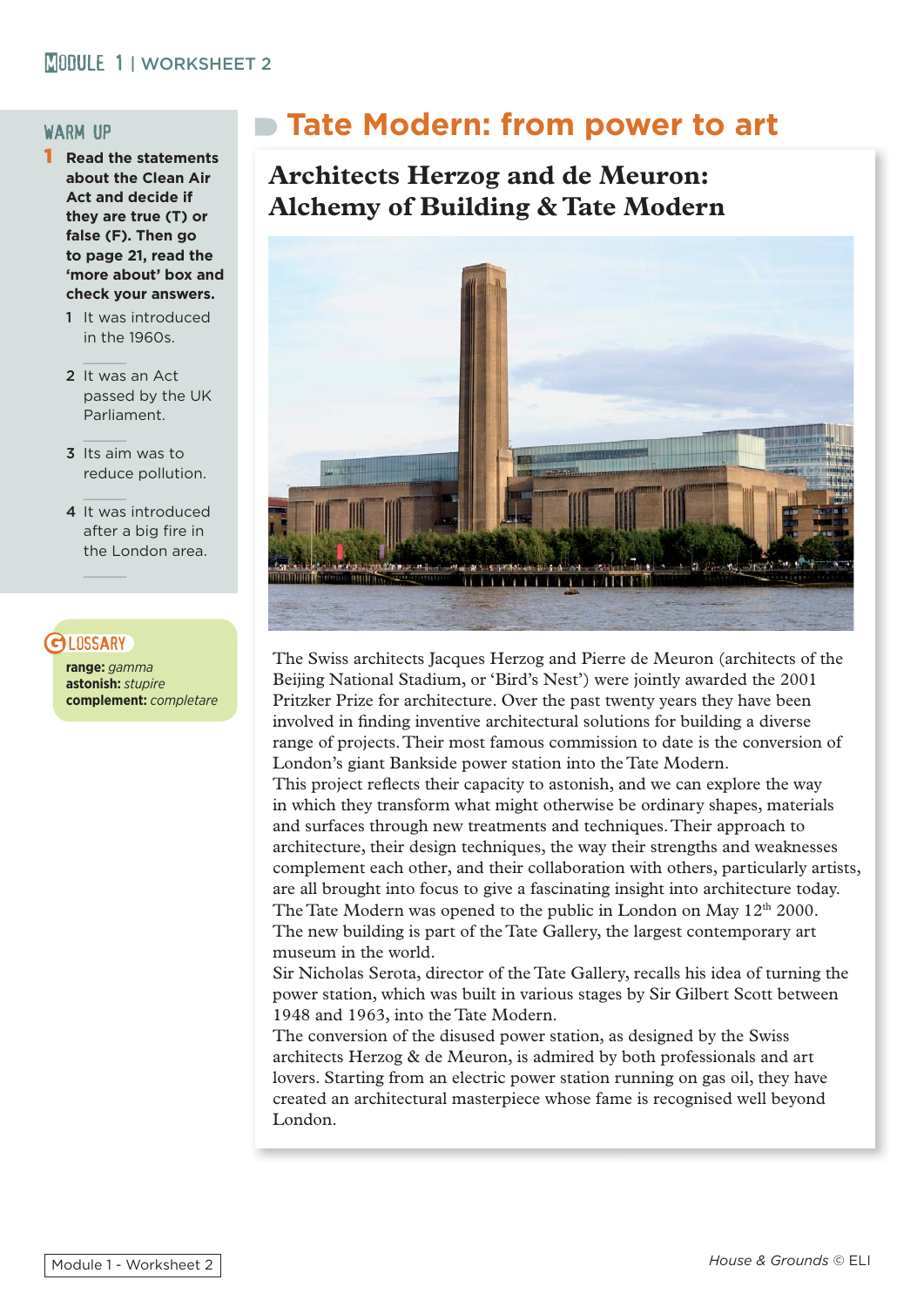## WARM UP

**1 Read the statements about the Clean Air Act and decide if they are true (T) or false (F). Then go to page 21, read the 'more about' box and check your answers.**

1 It was introduced in the 1960s. ____

2 It was an Act passed by the UK Parliament. ____

3 Its aim was to reduce pollution. ____

4 It was introduced after a big fire in the London area. ____

**GLOSSARY**

**range:** *gamma*
**astonish:** *stupire*
**complement:** *completare*

# Tate Modern: from power to art

## Architects Herzog and de Meuron: Alchemy of Building & Tate Modern

The Swiss architects Jacques Herzog and Pierre de Meuron (architects of the Beijing National Stadium, or 'Bird's Nest') were jointly awarded the 2001 Pritzker Prize for architecture. Over the past twenty years they have been involved in finding inventive architectural solutions for building a diverse range of projects. Their most famous commission to date is the conversion of London's giant Bankside power station into the Tate Modern.

This project reflects their capacity to astonish, and we can explore the way in which they transform what might otherwise be ordinary shapes, materials and surfaces through new treatments and techniques. Their approach to architecture, their design techniques, the way their strengths and weaknesses complement each other, and their collaboration with others, particularly artists, are all brought into focus to give a fascinating insight into architecture today.

The Tate Modern was opened to the public in London on May 12th 2000. The new building is part of the Tate Gallery, the largest contemporary art museum in the world.

Sir Nicholas Serota, director of the Tate Gallery, recalls his idea of turning the power station, which was built in various stages by Sir Gilbert Scott between 1948 and 1963, into the Tate Modern.

The conversion of the disused power station, as designed by the Swiss architects Herzog & de Meuron, is admired by both professionals and art lovers. Starting from an electric power station running on gas oil, they have created an architectural masterpiece whose fame is recognised well beyond London.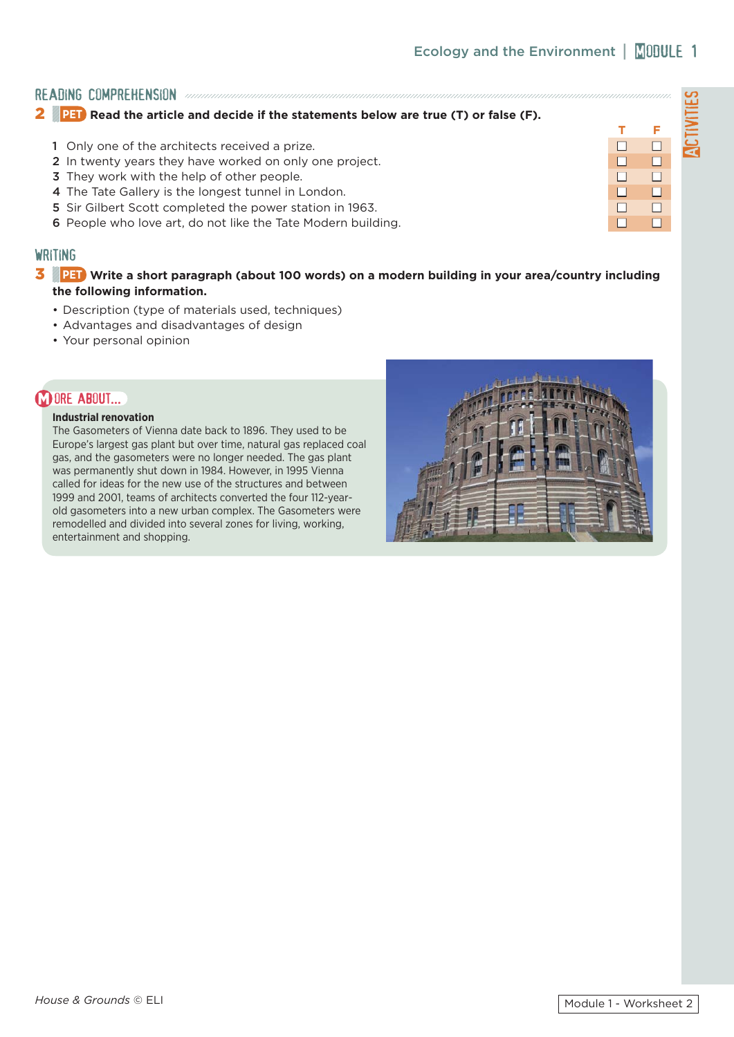## READING COMPREHENSION

**2** PET **Read the article and decide if the statements below are true (T) or false (F).**

| | | T | F |
|---|---|---|---|
| 1 | Only one of the architects received a prize. | ☐ | ☐ |
| 2 | In twenty years they have worked on only one project. | ☐ | ☐ |
| 3 | They work with the help of other people. | ☐ | ☐ |
| 4 | The Tate Gallery is the longest tunnel in London. | ☐ | ☐ |
| 5 | Sir Gilbert Scott completed the power station in 1963. | ☐ | ☐ |
| 6 | People who love art, do not like the Tate Modern building. | ☐ | ☐ |

## WRITING

**3** PET **Write a short paragraph (about 100 words) on a modern building in your area/country including the following information.**

- Description (type of materials used, techniques)
- Advantages and disadvantages of design
- Your personal opinion

## MORE ABOUT...

**Industrial renovation**

The Gasometers of Vienna date back to 1896. They used to be Europe's largest gas plant but over time, natural gas replaced coal gas, and the gasometers were no longer needed. The gas plant was permanently shut down in 1984. However, in 1995 Vienna called for ideas for the new use of the structures and between 1999 and 2001, teams of architects converted the four 112-year-old gasometers into a new urban complex. The Gasometers were remodelled and divided into several zones for living, working, entertainment and shopping.

*House & Grounds* © ELI

Module 1 - Worksheet 2